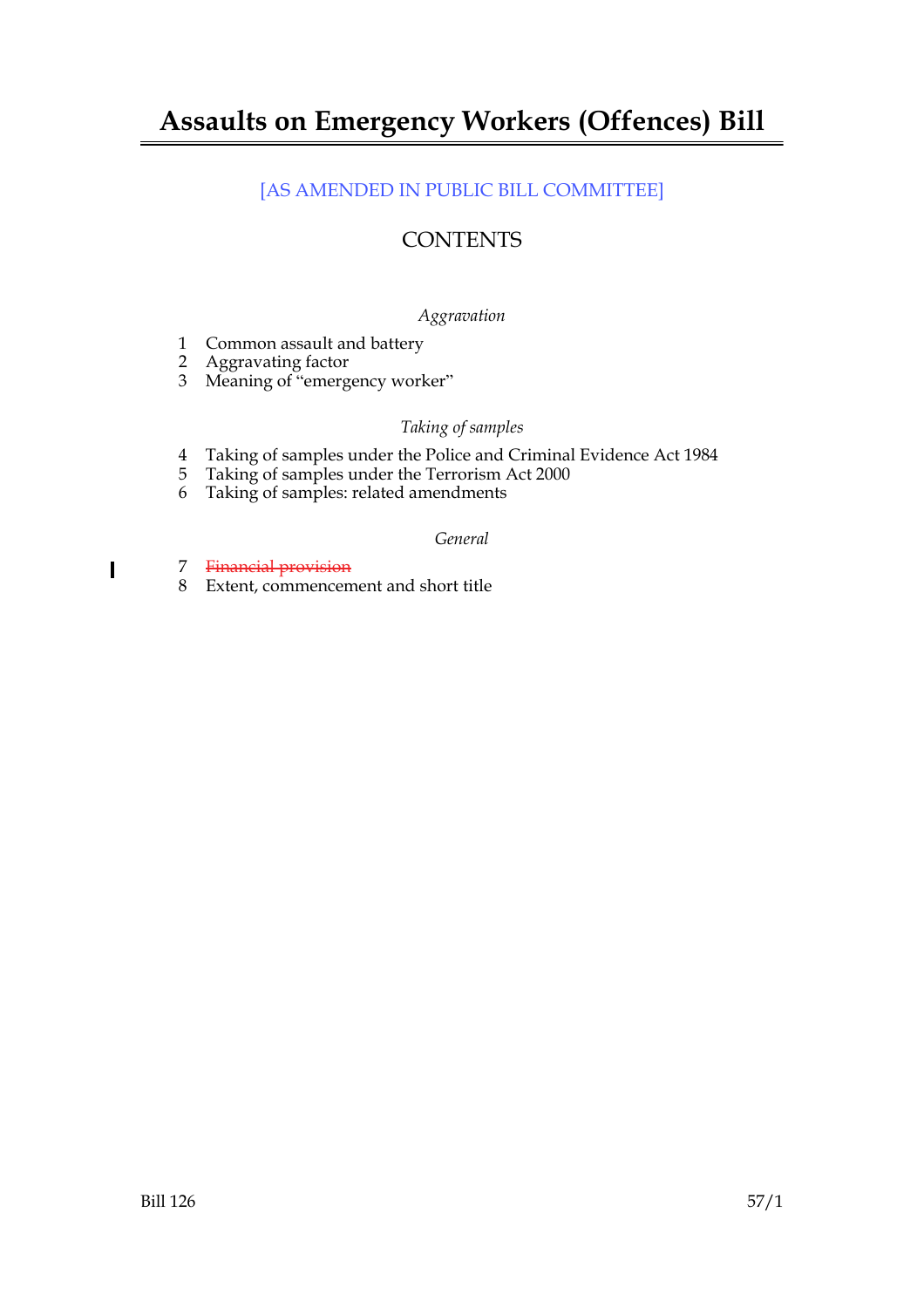# Assaults on Emergency Workers (Offences) Bill

[AS AMENDED IN PUBLIC BILL COMMITTEE]

## CONTENTS

*Aggravation*

1 Common assault and battery
2 Aggravating factor
3 Meaning of "emergency worker"

*Taking of samples*

4 Taking of samples under the Police and Criminal Evidence Act 1984
5 Taking of samples under the Terrorism Act 2000
6 Taking of samples: related amendments

*General*

7 ~~Financial provision~~
8 Extent, commencement and short title

Bill 126 57/1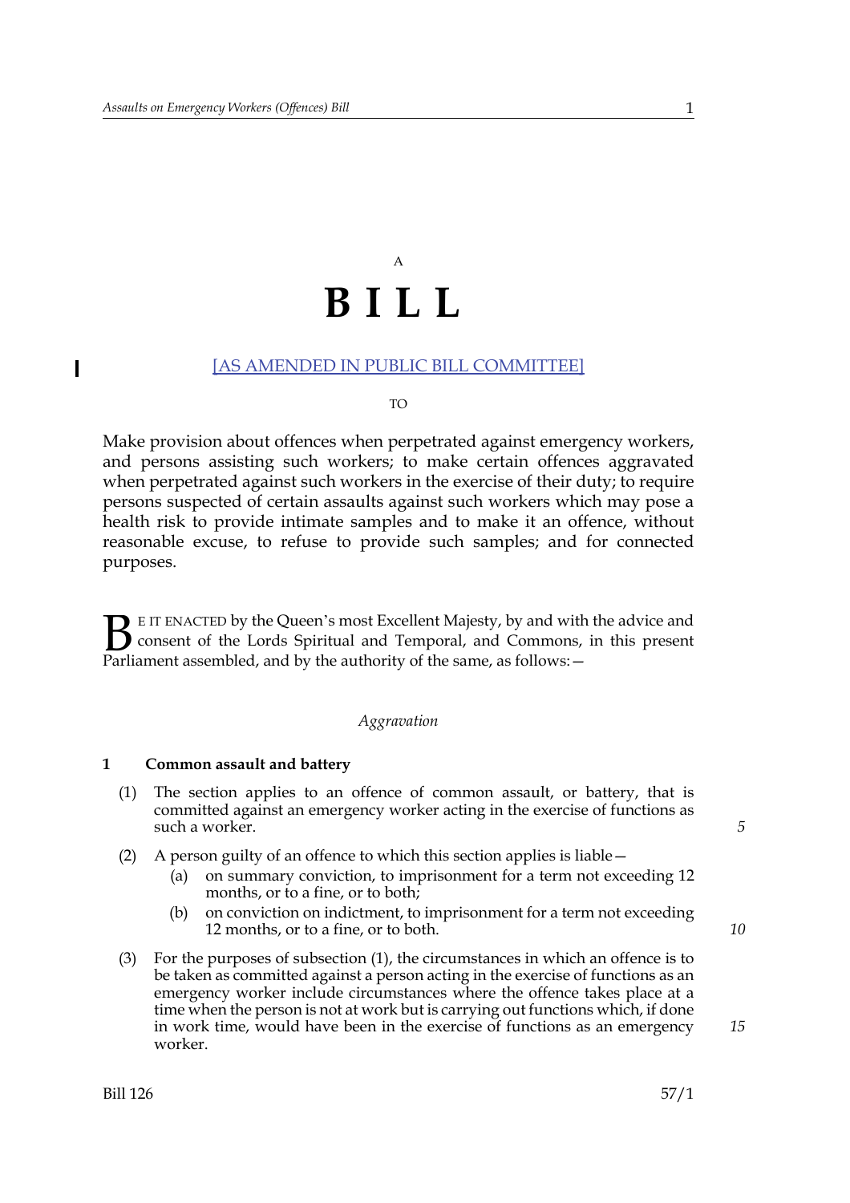A

# B I L L

[AS AMENDED IN PUBLIC BILL COMMITTEE]

TO

Make provision about offences when perpetrated against emergency workers, and persons assisting such workers; to make certain offences aggravated when perpetrated against such workers in the exercise of their duty; to require persons suspected of certain assaults against such workers which may pose a health risk to provide intimate samples and to make it an offence, without reasonable excuse, to refuse to provide such samples; and for connected purposes.

BE IT ENACTED by the Queen's most Excellent Majesty, by and with the advice and consent of the Lords Spiritual and Temporal, and Commons, in this present Parliament assembled, and by the authority of the same, as follows:—

*Aggravation*

### 1 Common assault and battery

(1) The section applies to an offence of common assault, or battery, that is committed against an emergency worker acting in the exercise of functions as such a worker.

(2) A person guilty of an offence to which this section applies is liable—

- (a) on summary conviction, to imprisonment for a term not exceeding 12 months, or to a fine, or to both;
- (b) on conviction on indictment, to imprisonment for a term not exceeding 12 months, or to a fine, or to both.

(3) For the purposes of subsection (1), the circumstances in which an offence is to be taken as committed against a person acting in the exercise of functions as an emergency worker include circumstances where the offence takes place at a time when the person is not at work but is carrying out functions which, if done in work time, would have been in the exercise of functions as an emergency worker.

Bill 126 57/1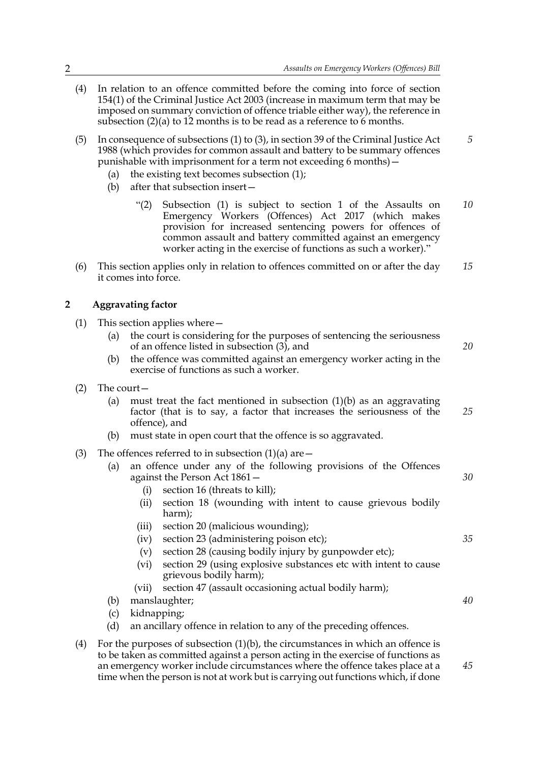(4) In relation to an offence committed before the coming into force of section 154(1) of the Criminal Justice Act 2003 (increase in maximum term that may be imposed on summary conviction of offence triable either way), the reference in subsection (2)(a) to 12 months is to be read as a reference to 6 months.

(5) In consequence of subsections (1) to (3), in section 39 of the Criminal Justice Act 1988 (which provides for common assault and battery to be summary offences punishable with imprisonment for a term not exceeding 6 months)—

- (a) the existing text becomes subsection (1);
- (b) after that subsection insert—

  "(2) Subsection (1) is subject to section 1 of the Assaults on Emergency Workers (Offences) Act 2017 (which makes provision for increased sentencing powers for offences of common assault and battery committed against an emergency worker acting in the exercise of functions as such a worker)."

(6) This section applies only in relation to offences committed on or after the day it comes into force.

## 2 Aggravating factor

(1) This section applies where—

- (a) the court is considering for the purposes of sentencing the seriousness of an offence listed in subsection (3), and
- (b) the offence was committed against an emergency worker acting in the exercise of functions as such a worker.

(2) The court—

- (a) must treat the fact mentioned in subsection (1)(b) as an aggravating factor (that is to say, a factor that increases the seriousness of the offence), and
- (b) must state in open court that the offence is so aggravated.

(3) The offences referred to in subsection (1)(a) are—

- (a) an offence under any of the following provisions of the Offences against the Person Act 1861—
  - (i) section 16 (threats to kill);
  - (ii) section 18 (wounding with intent to cause grievous bodily harm);
  - (iii) section 20 (malicious wounding);
  - (iv) section 23 (administering poison etc);
  - (v) section 28 (causing bodily injury by gunpowder etc);
  - (vi) section 29 (using explosive substances etc with intent to cause grievous bodily harm);
  - (vii) section 47 (assault occasioning actual bodily harm);
- (b) manslaughter;
- (c) kidnapping;
- (d) an ancillary offence in relation to any of the preceding offences.

(4) For the purposes of subsection (1)(b), the circumstances in which an offence is to be taken as committed against a person acting in the exercise of functions as an emergency worker include circumstances where the offence takes place at a time when the person is not at work but is carrying out functions which, if done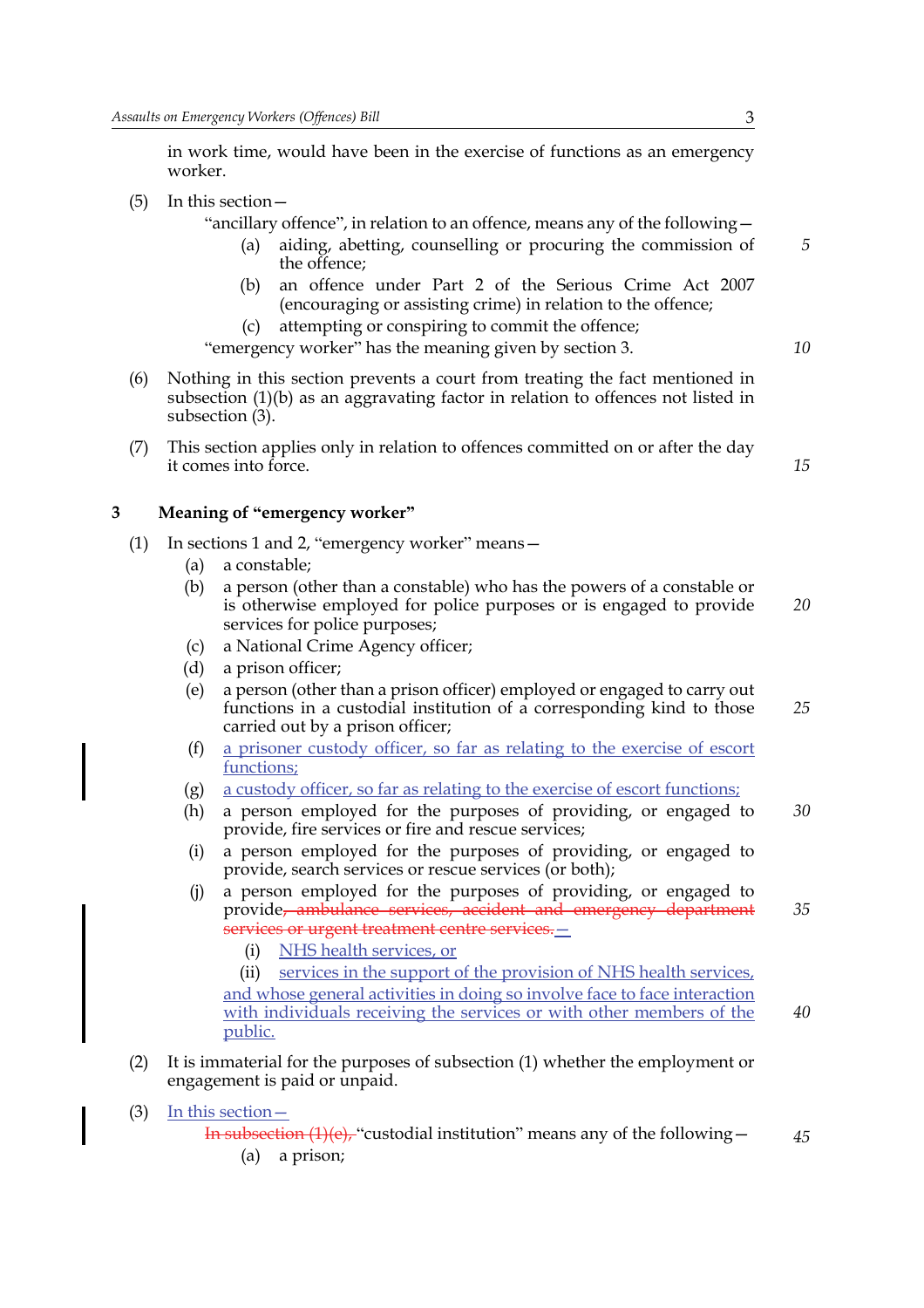in work time, would have been in the exercise of functions as an emergency worker.

(5) In this section—

"ancillary offence", in relation to an offence, means any of the following—

(a) aiding, abetting, counselling or procuring the commission of the offence;

(b) an offence under Part 2 of the Serious Crime Act 2007 (encouraging or assisting crime) in relation to the offence;

(c) attempting or conspiring to commit the offence;

"emergency worker" has the meaning given by section 3.

(6) Nothing in this section prevents a court from treating the fact mentioned in subsection (1)(b) as an aggravating factor in relation to offences not listed in subsection (3).

(7) This section applies only in relation to offences committed on or after the day it comes into force.

### 3 Meaning of "emergency worker"

(1) In sections 1 and 2, "emergency worker" means—

(a) a constable;

(b) a person (other than a constable) who has the powers of a constable or is otherwise employed for police purposes or is engaged to provide services for police purposes;

(c) a National Crime Agency officer;

(d) a prison officer;

(e) a person (other than a prison officer) employed or engaged to carry out functions in a custodial institution of a corresponding kind to those carried out by a prison officer;

(f) a prisoner custody officer, so far as relating to the exercise of escort functions;

(g) a custody officer, so far as relating to the exercise of escort functions;

(h) a person employed for the purposes of providing, or engaged to provide, fire services or fire and rescue services;

(i) a person employed for the purposes of providing, or engaged to provide, search services or rescue services (or both);

(j) a person employed for the purposes of providing, or engaged to provide~~, ambulance services, accident and emergency department services or urgent treatment centre services.~~—

(i) NHS health services, or

(ii) services in the support of the provision of NHS health services,

and whose general activities in doing so involve face to face interaction with individuals receiving the services or with other members of the public.

(2) It is immaterial for the purposes of subsection (1) whether the employment or engagement is paid or unpaid.

(3) In this section—

~~In subsection (1)(e),~~ "custodial institution" means any of the following—

(a) a prison;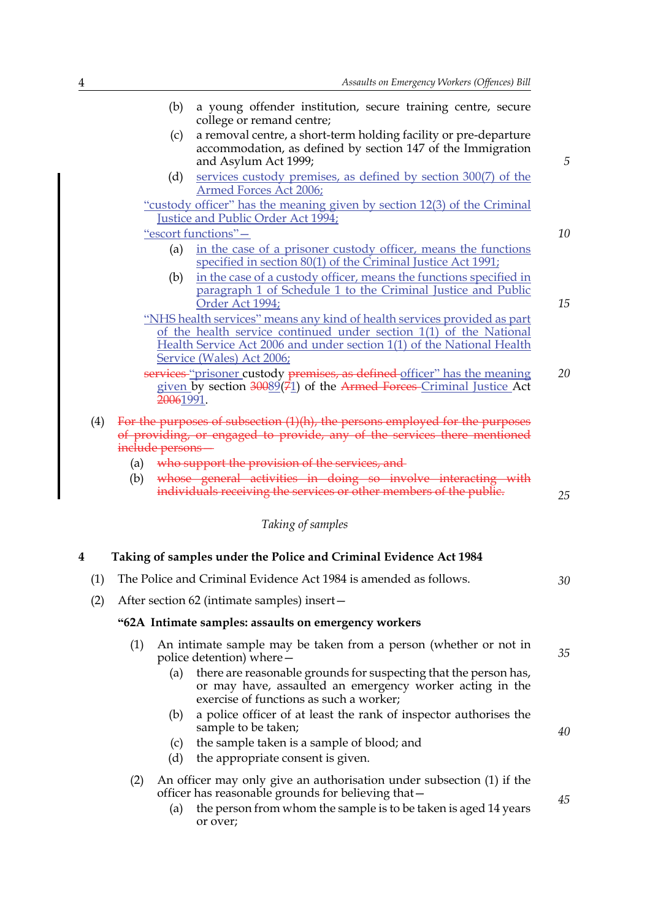(b) a young offender institution, secure training centre, secure college or remand centre;

(c) a removal centre, a short-term holding facility or pre-departure accommodation, as defined by section 147 of the Immigration and Asylum Act 1999;

(d) services custody premises, as defined by section 300(7) of the Armed Forces Act 2006;

"custody officer" has the meaning given by section 12(3) of the Criminal Justice and Public Order Act 1994;

"escort functions"—

(a) in the case of a prisoner custody officer, means the functions specified in section 80(1) of the Criminal Justice Act 1991;

(b) in the case of a custody officer, means the functions specified in paragraph 1 of Schedule 1 to the Criminal Justice and Public Order Act 1994;

"NHS health services" means any kind of health services provided as part of the health service continued under section 1(1) of the National Health Service Act 2006 and under section 1(1) of the National Health Service (Wales) Act 2006;

~~services~~ "prisoner custody ~~premises, as defined~~ officer" has the meaning given by section ~~300~~89(~~7~~1) of the ~~Armed Forces~~ Criminal Justice Act ~~2006~~1991.

(4) ~~For the purposes of subsection (1)(h), the persons employed for the purposes of providing, or engaged to provide, any of the services there mentioned include persons—~~

(a) ~~who support the provision of the services, and~~

(b) ~~whose general activities in doing so involve interacting with individuals receiving the services or other members of the public.~~

*Taking of samples*

**4 Taking of samples under the Police and Criminal Evidence Act 1984**

(1) The Police and Criminal Evidence Act 1984 is amended as follows.

(2) After section 62 (intimate samples) insert—

**"62A Intimate samples: assaults on emergency workers**

(1) An intimate sample may be taken from a person (whether or not in police detention) where—

(a) there are reasonable grounds for suspecting that the person has, or may have, assaulted an emergency worker acting in the exercise of functions as such a worker;

(b) a police officer of at least the rank of inspector authorises the sample to be taken;

(c) the sample taken is a sample of blood; and

(d) the appropriate consent is given.

(2) An officer may only give an authorisation under subsection (1) if the officer has reasonable grounds for believing that—

(a) the person from whom the sample is to be taken is aged 14 years or over;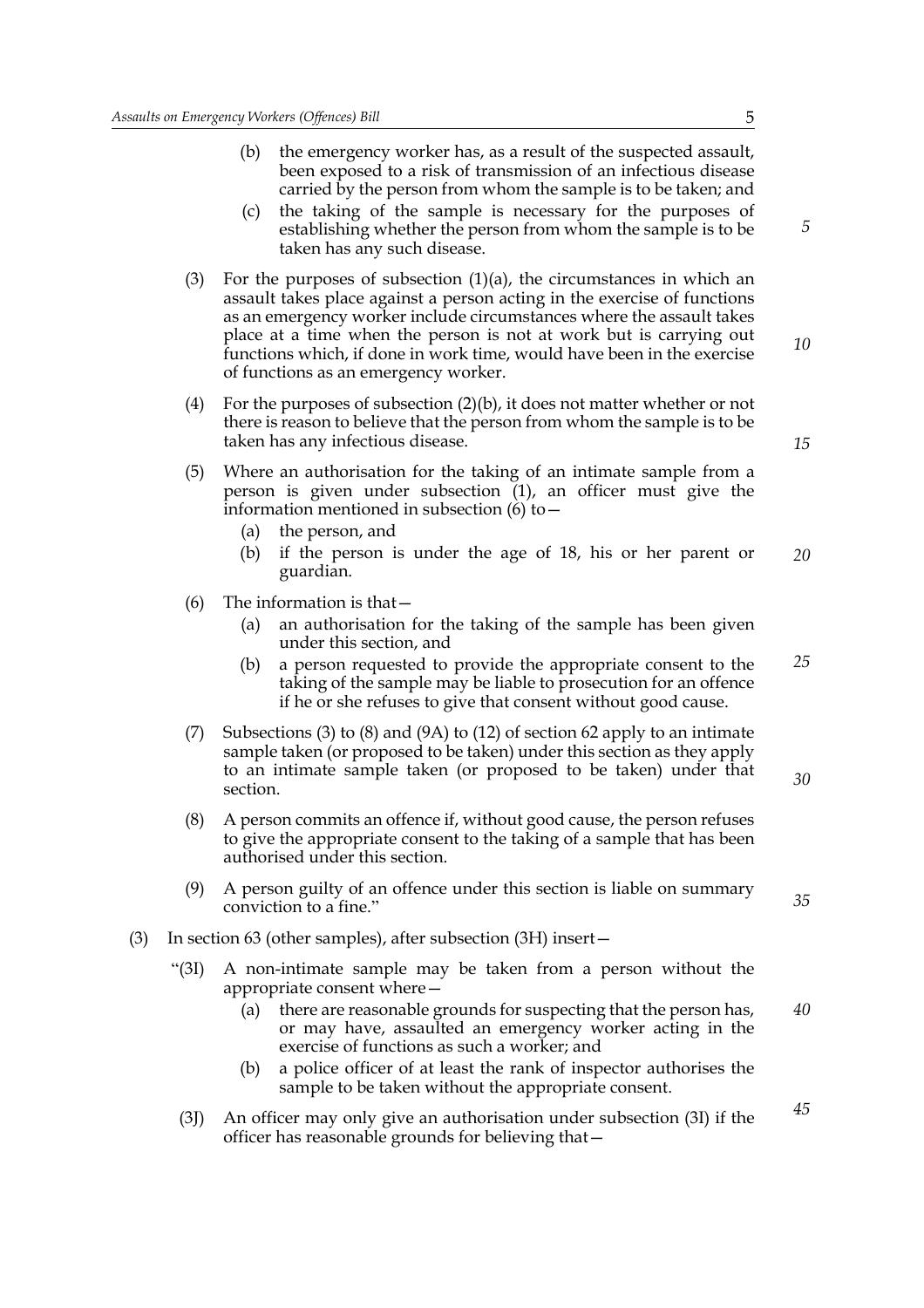(b) the emergency worker has, as a result of the suspected assault, been exposed to a risk of transmission of an infectious disease carried by the person from whom the sample is to be taken; and

(c) the taking of the sample is necessary for the purposes of establishing whether the person from whom the sample is to be taken has any such disease.

(3) For the purposes of subsection (1)(a), the circumstances in which an assault takes place against a person acting in the exercise of functions as an emergency worker include circumstances where the assault takes place at a time when the person is not at work but is carrying out functions which, if done in work time, would have been in the exercise of functions as an emergency worker.

(4) For the purposes of subsection (2)(b), it does not matter whether or not there is reason to believe that the person from whom the sample is to be taken has any infectious disease.

(5) Where an authorisation for the taking of an intimate sample from a person is given under subsection (1), an officer must give the information mentioned in subsection (6) to—

(a) the person, and

(b) if the person is under the age of 18, his or her parent or guardian.

(6) The information is that—

(a) an authorisation for the taking of the sample has been given under this section, and

(b) a person requested to provide the appropriate consent to the taking of the sample may be liable to prosecution for an offence if he or she refuses to give that consent without good cause.

(7) Subsections (3) to (8) and (9A) to (12) of section 62 apply to an intimate sample taken (or proposed to be taken) under this section as they apply to an intimate sample taken (or proposed to be taken) under that section.

(8) A person commits an offence if, without good cause, the person refuses to give the appropriate consent to the taking of a sample that has been authorised under this section.

(9) A person guilty of an offence under this section is liable on summary conviction to a fine."

(3) In section 63 (other samples), after subsection (3H) insert—

"(3I) A non-intimate sample may be taken from a person without the appropriate consent where—

(a) there are reasonable grounds for suspecting that the person has, or may have, assaulted an emergency worker acting in the exercise of functions as such a worker; and

(b) a police officer of at least the rank of inspector authorises the sample to be taken without the appropriate consent.

(3J) An officer may only give an authorisation under subsection (3I) if the officer has reasonable grounds for believing that—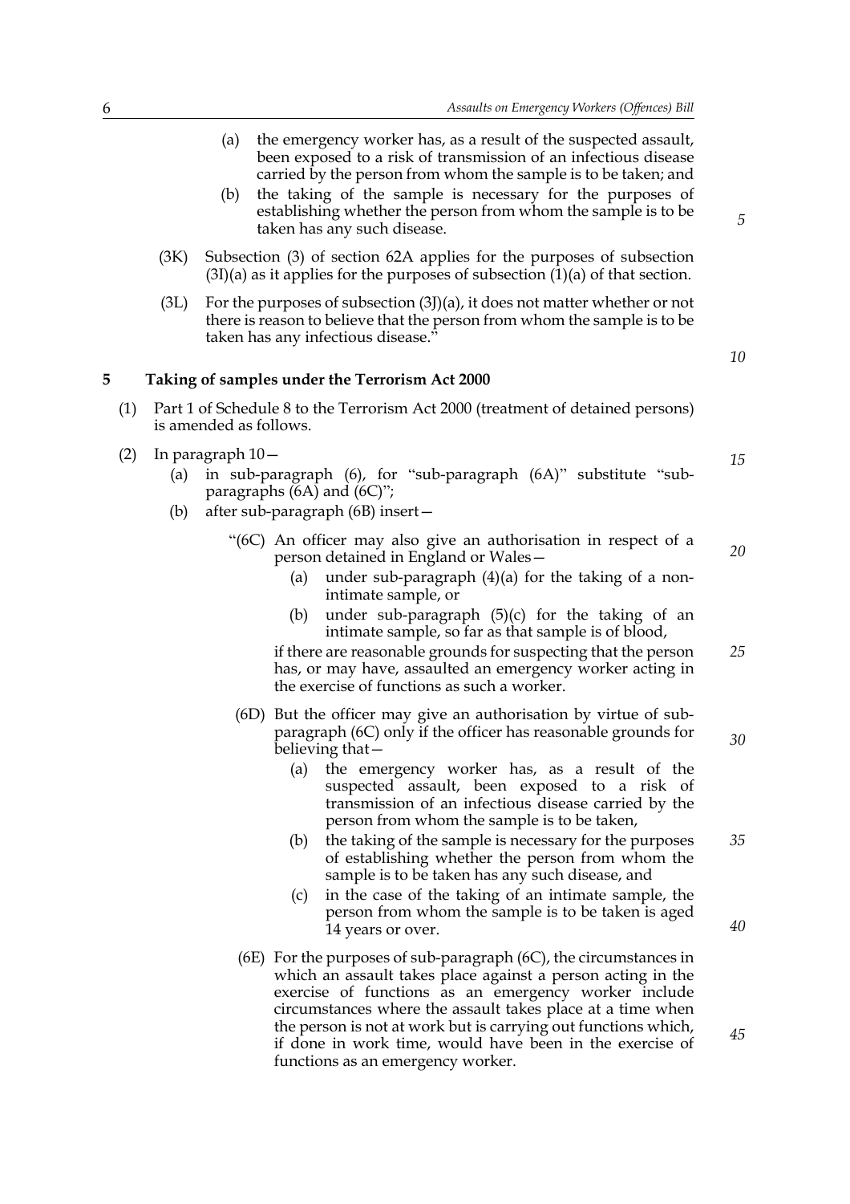(a) the emergency worker has, as a result of the suspected assault, been exposed to a risk of transmission of an infectious disease carried by the person from whom the sample is to be taken; and

(b) the taking of the sample is necessary for the purposes of establishing whether the person from whom the sample is to be taken has any such disease.

(3K) Subsection (3) of section 62A applies for the purposes of subsection (3I)(a) as it applies for the purposes of subsection (1)(a) of that section.

(3L) For the purposes of subsection (3J)(a), it does not matter whether or not there is reason to believe that the person from whom the sample is to be taken has any infectious disease."

## 5 Taking of samples under the Terrorism Act 2000

(1) Part 1 of Schedule 8 to the Terrorism Act 2000 (treatment of detained persons) is amended as follows.

(2) In paragraph 10—

(a) in sub-paragraph (6), for "sub-paragraph (6A)" substitute "sub-paragraphs (6A) and (6C)";

(b) after sub-paragraph (6B) insert—

"(6C) An officer may also give an authorisation in respect of a person detained in England or Wales—

(a) under sub-paragraph (4)(a) for the taking of a non-intimate sample, or

(b) under sub-paragraph (5)(c) for the taking of an intimate sample, so far as that sample is of blood,

if there are reasonable grounds for suspecting that the person has, or may have, assaulted an emergency worker acting in the exercise of functions as such a worker.

(6D) But the officer may give an authorisation by virtue of sub-paragraph (6C) only if the officer has reasonable grounds for believing that—

(a) the emergency worker has, as a result of the suspected assault, been exposed to a risk of transmission of an infectious disease carried by the person from whom the sample is to be taken,

(b) the taking of the sample is necessary for the purposes of establishing whether the person from whom the sample is to be taken has any such disease, and

(c) in the case of the taking of an intimate sample, the person from whom the sample is to be taken is aged 14 years or over.

(6E) For the purposes of sub-paragraph (6C), the circumstances in which an assault takes place against a person acting in the exercise of functions as an emergency worker include circumstances where the assault takes place at a time when the person is not at work but is carrying out functions which, if done in work time, would have been in the exercise of functions as an emergency worker.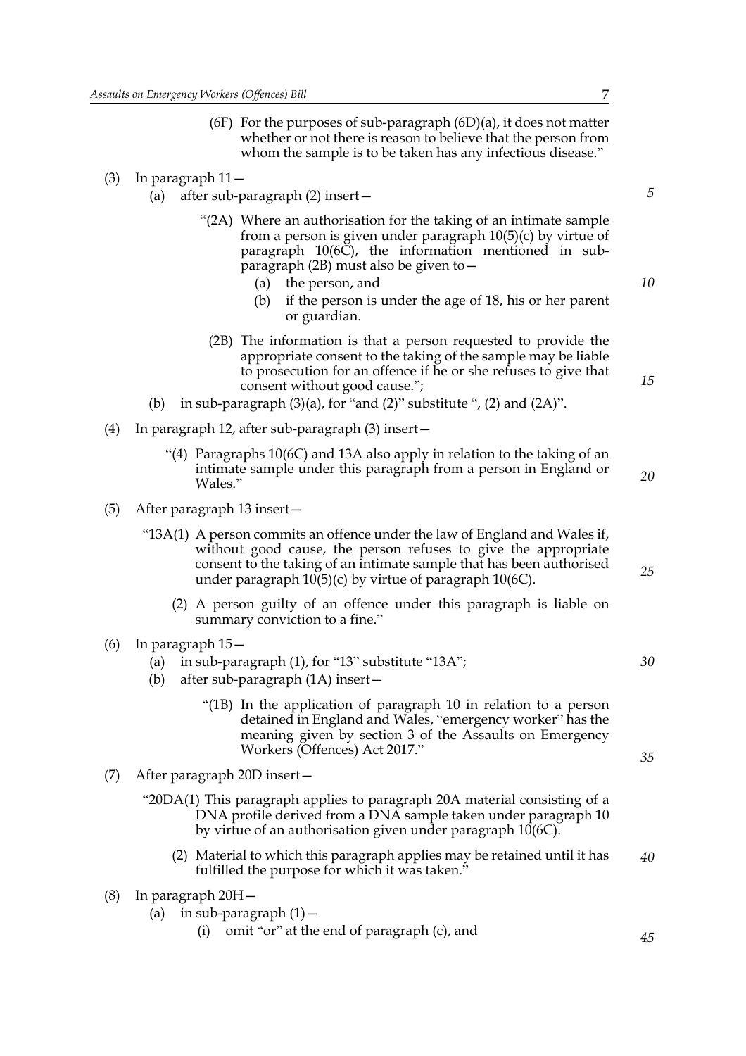(6F) For the purposes of sub-paragraph (6D)(a), it does not matter whether or not there is reason to believe that the person from whom the sample is to be taken has any infectious disease."

(3) In paragraph 11—

(a) after sub-paragraph (2) insert—

"(2A) Where an authorisation for the taking of an intimate sample from a person is given under paragraph 10(5)(c) by virtue of paragraph 10(6C), the information mentioned in sub-paragraph (2B) must also be given to—

(a) the person, and

(b) if the person is under the age of 18, his or her parent or guardian.

(2B) The information is that a person requested to provide the appropriate consent to the taking of the sample may be liable to prosecution for an offence if he or she refuses to give that consent without good cause.";

(b) in sub-paragraph (3)(a), for "and (2)" substitute ", (2) and (2A)".

(4) In paragraph 12, after sub-paragraph (3) insert—

"(4) Paragraphs 10(6C) and 13A also apply in relation to the taking of an intimate sample under this paragraph from a person in England or Wales."

(5) After paragraph 13 insert—

"13A(1) A person commits an offence under the law of England and Wales if, without good cause, the person refuses to give the appropriate consent to the taking of an intimate sample that has been authorised under paragraph 10(5)(c) by virtue of paragraph 10(6C).

(2) A person guilty of an offence under this paragraph is liable on summary conviction to a fine."

(6) In paragraph 15—

(a) in sub-paragraph (1), for "13" substitute "13A";

(b) after sub-paragraph (1A) insert—

"(1B) In the application of paragraph 10 in relation to a person detained in England and Wales, "emergency worker" has the meaning given by section 3 of the Assaults on Emergency Workers (Offences) Act 2017."

(7) After paragraph 20D insert—

"20DA(1) This paragraph applies to paragraph 20A material consisting of a DNA profile derived from a DNA sample taken under paragraph 10 by virtue of an authorisation given under paragraph 10(6C).

(2) Material to which this paragraph applies may be retained until it has fulfilled the purpose for which it was taken."

(8) In paragraph 20H—

(a) in sub-paragraph (1)—

(i) omit "or" at the end of paragraph (c), and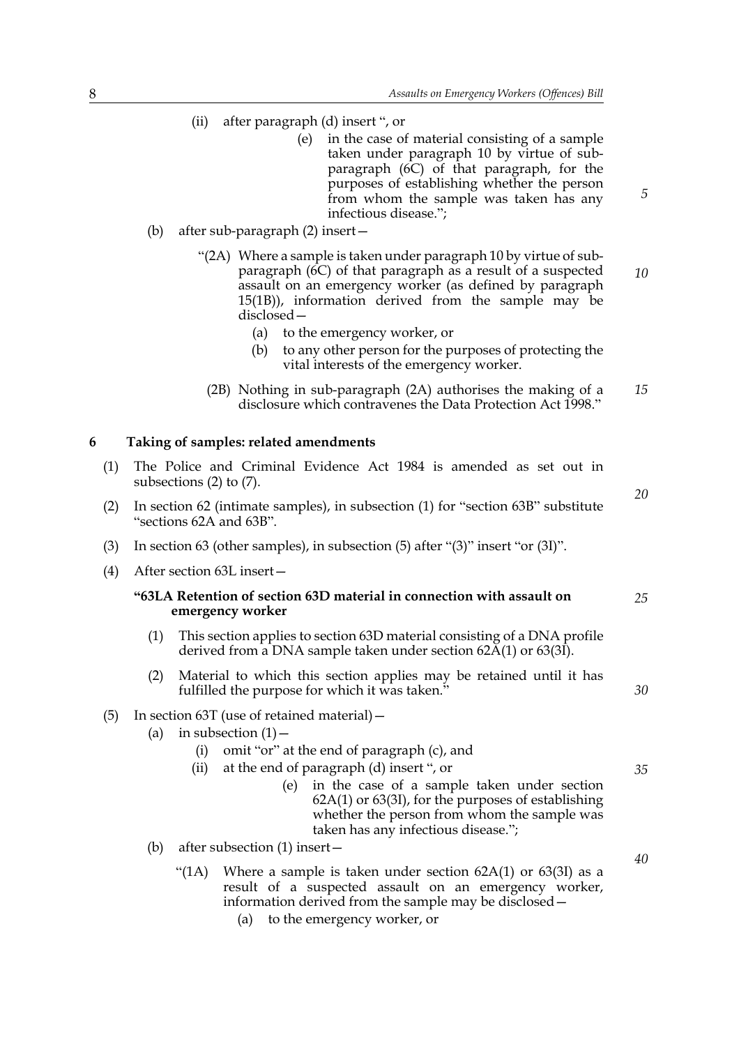(ii) after paragraph (d) insert ", or

(e) in the case of material consisting of a sample taken under paragraph 10 by virtue of sub-paragraph (6C) of that paragraph, for the purposes of establishing whether the person from whom the sample was taken has any infectious disease.";

(b) after sub-paragraph (2) insert—

"(2A) Where a sample is taken under paragraph 10 by virtue of sub-paragraph (6C) of that paragraph as a result of a suspected assault on an emergency worker (as defined by paragraph 15(1B)), information derived from the sample may be disclosed—

(a) to the emergency worker, or

(b) to any other person for the purposes of protecting the vital interests of the emergency worker.

(2B) Nothing in sub-paragraph (2A) authorises the making of a disclosure which contravenes the Data Protection Act 1998."

**6 Taking of samples: related amendments**

(1) The Police and Criminal Evidence Act 1984 is amended as set out in subsections (2) to (7).

(2) In section 62 (intimate samples), in subsection (1) for "section 63B" substitute "sections 62A and 63B".

(3) In section 63 (other samples), in subsection (5) after "(3)" insert "or (3I)".

(4) After section 63L insert—

**"63LA Retention of section 63D material in connection with assault on emergency worker**

(1) This section applies to section 63D material consisting of a DNA profile derived from a DNA sample taken under section 62A(1) or 63(3I).

(2) Material to which this section applies may be retained until it has fulfilled the purpose for which it was taken."

(5) In section 63T (use of retained material)—

(a) in subsection (1)—

(i) omit "or" at the end of paragraph (c), and

(ii) at the end of paragraph (d) insert ", or

(e) in the case of a sample taken under section 62A(1) or 63(3I), for the purposes of establishing whether the person from whom the sample was taken has any infectious disease.";

(b) after subsection (1) insert—

"(1A) Where a sample is taken under section 62A(1) or 63(3I) as a result of a suspected assault on an emergency worker, information derived from the sample may be disclosed—

(a) to the emergency worker, or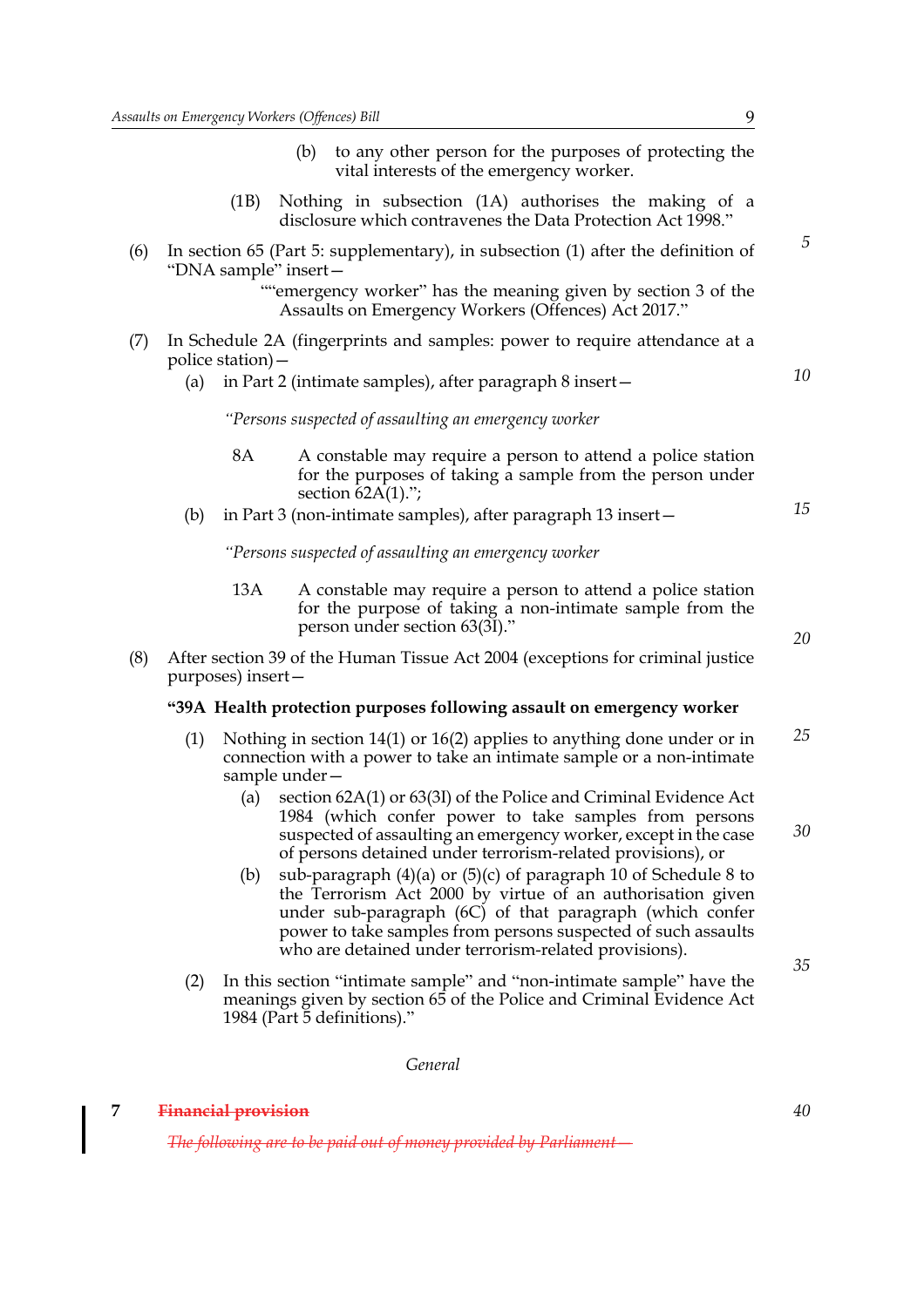(b) to any other person for the purposes of protecting the vital interests of the emergency worker.

(1B) Nothing in subsection (1A) authorises the making of a disclosure which contravenes the Data Protection Act 1998."

(6) In section 65 (Part 5: supplementary), in subsection (1) after the definition of "DNA sample" insert—

""emergency worker" has the meaning given by section 3 of the Assaults on Emergency Workers (Offences) Act 2017."

(7) In Schedule 2A (fingerprints and samples: power to require attendance at a police station)—

(a) in Part 2 (intimate samples), after paragraph 8 insert—

*"Persons suspected of assaulting an emergency worker*

8A A constable may require a person to attend a police station for the purposes of taking a sample from the person under section 62A(1).";

(b) in Part 3 (non-intimate samples), after paragraph 13 insert—

*"Persons suspected of assaulting an emergency worker*

13A A constable may require a person to attend a police station for the purpose of taking a non-intimate sample from the person under section 63(3I)."

(8) After section 39 of the Human Tissue Act 2004 (exceptions for criminal justice purposes) insert—

**"39A Health protection purposes following assault on emergency worker**

(1) Nothing in section 14(1) or 16(2) applies to anything done under or in connection with a power to take an intimate sample or a non-intimate sample under—

(a) section 62A(1) or 63(3I) of the Police and Criminal Evidence Act 1984 (which confer power to take samples from persons suspected of assaulting an emergency worker, except in the case of persons detained under terrorism-related provisions), or

(b) sub-paragraph (4)(a) or (5)(c) of paragraph 10 of Schedule 8 to the Terrorism Act 2000 by virtue of an authorisation given under sub-paragraph (6C) of that paragraph (which confer power to take samples from persons suspected of such assaults who are detained under terrorism-related provisions).

(2) In this section "intimate sample" and "non-intimate sample" have the meanings given by section 65 of the Police and Criminal Evidence Act 1984 (Part 5 definitions)."

*General*

**7 ~~Financial provision~~**

~~*The following are to be paid out of money provided by Parliament—*~~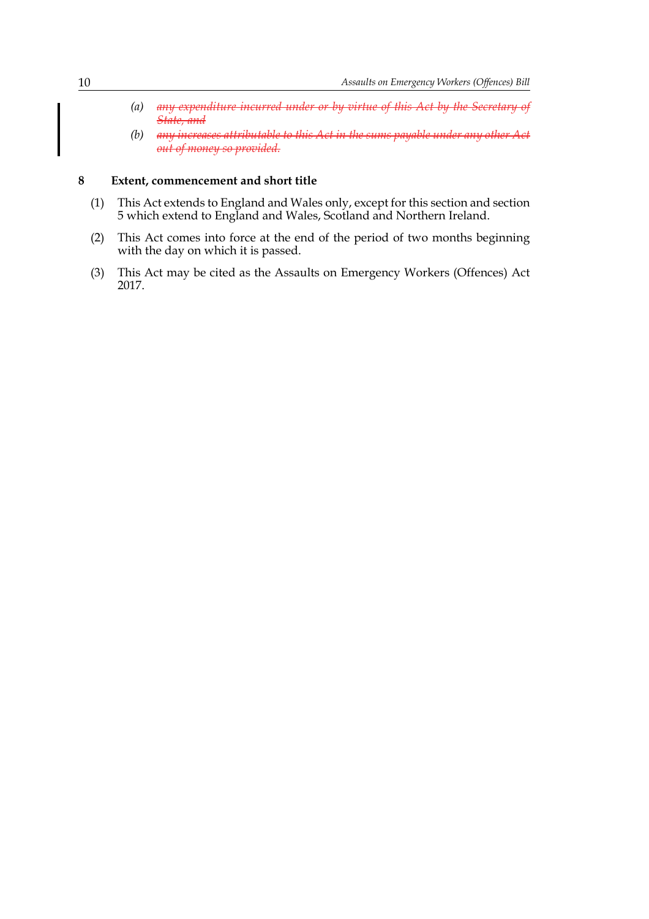*(a)* ~~*any expenditure incurred under or by virtue of this Act by the Secretary of State, and*~~

*(b)* ~~*any increases attributable to this Act in the sums payable under any other Act out of money so provided.*~~

**8 Extent, commencement and short title**

(1) This Act extends to England and Wales only, except for this section and section 5 which extend to England and Wales, Scotland and Northern Ireland.

(2) This Act comes into force at the end of the period of two months beginning with the day on which it is passed.

(3) This Act may be cited as the Assaults on Emergency Workers (Offences) Act 2017.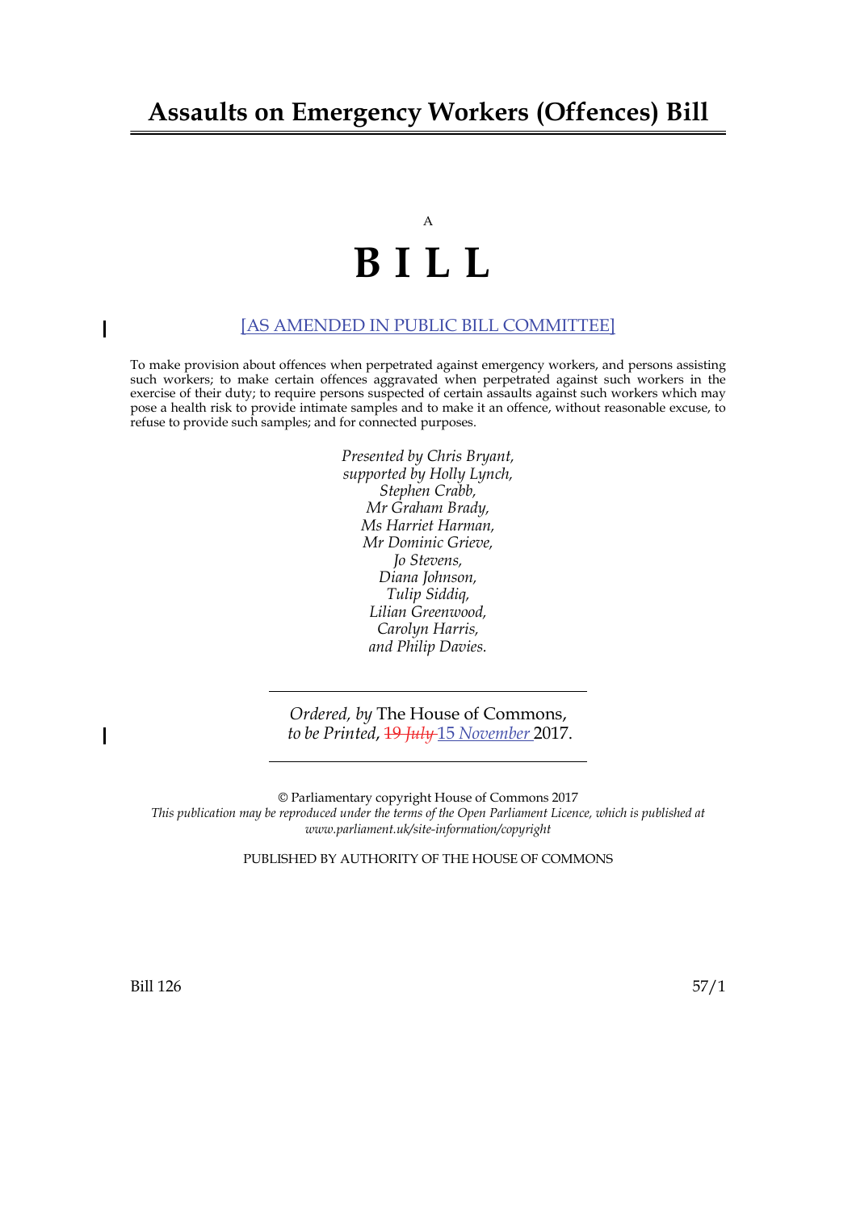# Assaults on Emergency Workers (Offences) Bill

A

# B I L L

[AS AMENDED IN PUBLIC BILL COMMITTEE]

To make provision about offences when perpetrated against emergency workers, and persons assisting such workers; to make certain offences aggravated when perpetrated against such workers in the exercise of their duty; to require persons suspected of certain assaults against such workers which may pose a health risk to provide intimate samples and to make it an offence, without reasonable excuse, to refuse to provide such samples; and for connected purposes.

*Presented by Chris Bryant,*
*supported by Holly Lynch,*
*Stephen Crabb,*
*Mr Graham Brady,*
*Ms Harriet Harman,*
*Mr Dominic Grieve,*
*Jo Stevens,*
*Diana Johnson,*
*Tulip Siddiq,*
*Lilian Greenwood,*
*Carolyn Harris,*
*and Philip Davies.*

---

*Ordered, by* The House of Commons,
*to be Printed*, ~~19 *July*~~ 15 *November* 2017.

---

© Parliamentary copyright House of Commons 2017
*This publication may be reproduced under the terms of the Open Parliament Licence, which is published at www.parliament.uk/site-information/copyright*

PUBLISHED BY AUTHORITY OF THE HOUSE OF COMMONS

Bill 126 57/1